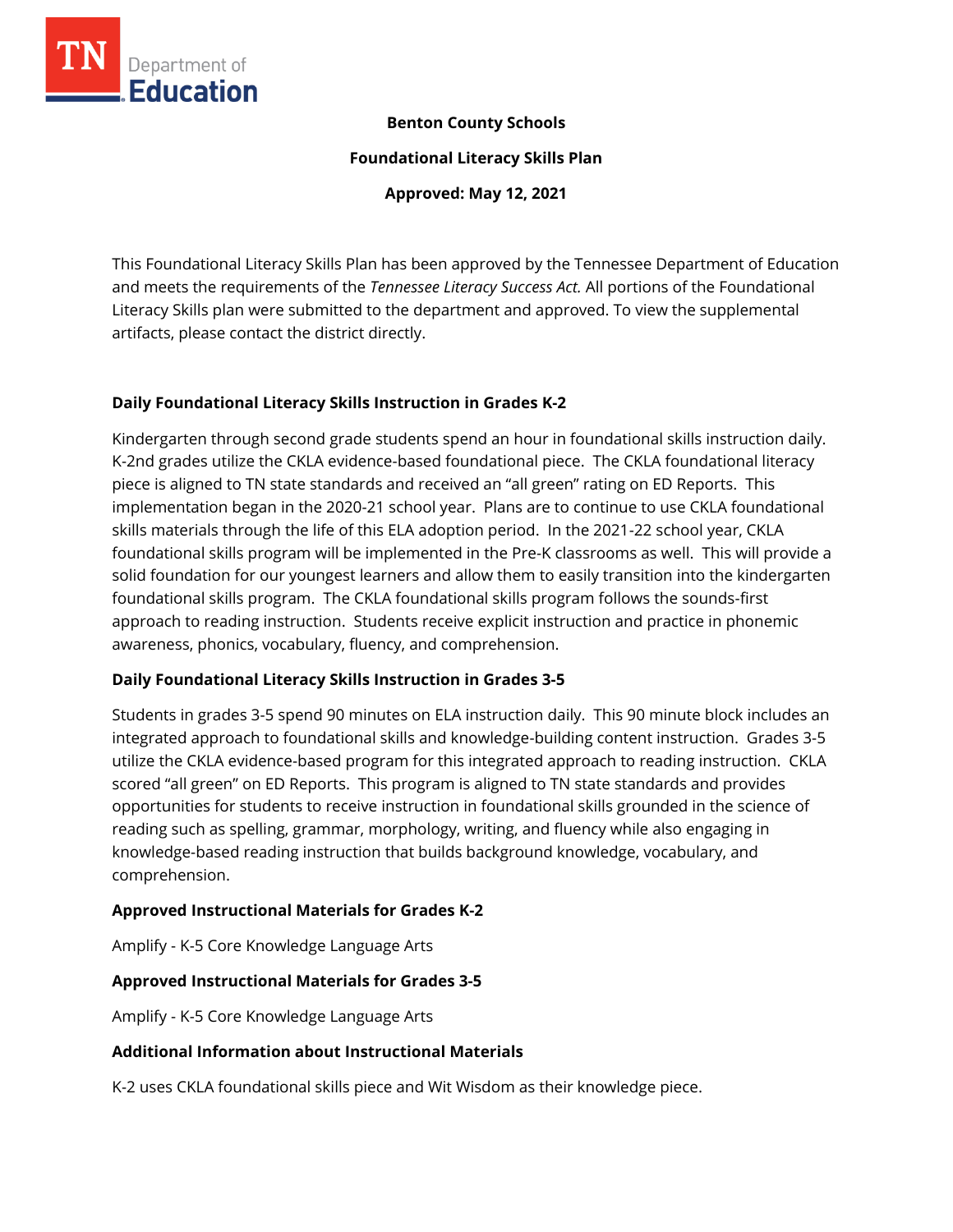**Benton County Schools**

**Foundational Literacy Skills Plan**

**Approved: May 12, 2021**

This Foundational Literacy Skills Plan has been approved by the Tennessee Department of Education and meets the requirements of the *Tennessee Literacy Success Act.* All portions of the Foundational Literacy Skills plan were submitted to the department and approved. To view the supplemental artifacts, please contact the district directly.

## Daily Foundational Literacy Skills Instruction in Grades K-2

Kindergarten through second grade students spend an hour in foundational skills instruction daily. K-2nd grades utilize the CKLA evidence-based foundational piece. The CKLA foundational literacy piece is aligned to TN state standards and received an "all green" rating on ED Reports. This implementation began in the 2020-21 school year. Plans are to continue to use CKLA foundational skills materials through the life of this ELA adoption period. In the 2021-22 school year, CKLA foundational skills program will be implemented in the Pre-K classrooms as well. This will provide a solid foundation for our youngest learners and allow them to easily transition into the kindergarten foundational skills program. The CKLA foundational skills program follows the sounds-first approach to reading instruction. Students receive explicit instruction and practice in phonemic awareness, phonics, vocabulary, fluency, and comprehension.

## Daily Foundational Literacy Skills Instruction in Grades 3-5

Students in grades 3-5 spend 90 minutes on ELA instruction daily. This 90 minute block includes an integrated approach to foundational skills and knowledge-building content instruction. Grades 3-5 utilize the CKLA evidence-based program for this integrated approach to reading instruction. CKLA scored "all green" on ED Reports. This program is aligned to TN state standards and provides opportunities for students to receive instruction in foundational skills grounded in the science of reading such as spelling, grammar, morphology, writing, and fluency while also engaging in knowledge-based reading instruction that builds background knowledge, vocabulary, and comprehension.

## Approved Instructional Materials for Grades K-2

Amplify - K-5 Core Knowledge Language Arts

## Approved Instructional Materials for Grades 3-5

Amplify - K-5 Core Knowledge Language Arts

## Additional Information about Instructional Materials

K-2 uses CKLA foundational skills piece and Wit Wisdom as their knowledge piece.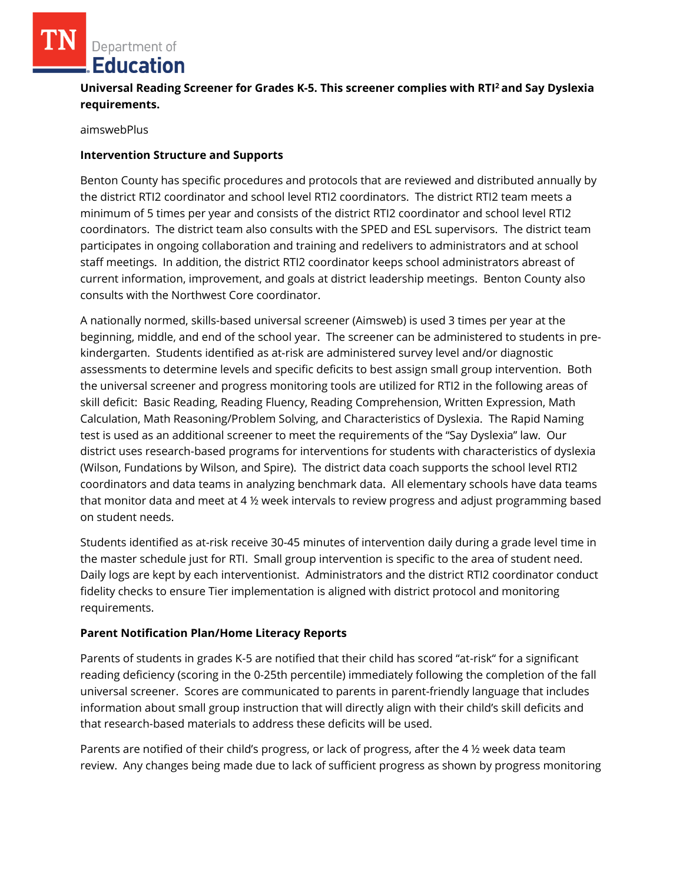**Universal Reading Screener for Grades K-5. This screener complies with RTI² and Say Dyslexia requirements.**

aimswebPlus

**Intervention Structure and Supports**

Benton County has specific procedures and protocols that are reviewed and distributed annually by the district RTI2 coordinator and school level RTI2 coordinators. The district RTI2 team meets a minimum of 5 times per year and consists of the district RTI2 coordinator and school level RTI2 coordinators. The district team also consults with the SPED and ESL supervisors. The district team participates in ongoing collaboration and training and redelivers to administrators and at school staff meetings. In addition, the district RTI2 coordinator keeps school administrators abreast of current information, improvement, and goals at district leadership meetings. Benton County also consults with the Northwest Core coordinator.

A nationally normed, skills-based universal screener (Aimsweb) is used 3 times per year at the beginning, middle, and end of the school year. The screener can be administered to students in pre-kindergarten. Students identified as at-risk are administered survey level and/or diagnostic assessments to determine levels and specific deficits to best assign small group intervention. Both the universal screener and progress monitoring tools are utilized for RTI2 in the following areas of skill deficit: Basic Reading, Reading Fluency, Reading Comprehension, Written Expression, Math Calculation, Math Reasoning/Problem Solving, and Characteristics of Dyslexia. The Rapid Naming test is used as an additional screener to meet the requirements of the "Say Dyslexia" law. Our district uses research-based programs for interventions for students with characteristics of dyslexia (Wilson, Fundations by Wilson, and Spire). The district data coach supports the school level RTI2 coordinators and data teams in analyzing benchmark data. All elementary schools have data teams that monitor data and meet at 4 ½ week intervals to review progress and adjust programming based on student needs.

Students identified as at-risk receive 30-45 minutes of intervention daily during a grade level time in the master schedule just for RTI. Small group intervention is specific to the area of student need. Daily logs are kept by each interventionist. Administrators and the district RTI2 coordinator conduct fidelity checks to ensure Tier implementation is aligned with district protocol and monitoring requirements.

**Parent Notification Plan/Home Literacy Reports**

Parents of students in grades K-5 are notified that their child has scored "at-risk" for a significant reading deficiency (scoring in the 0-25th percentile) immediately following the completion of the fall universal screener. Scores are communicated to parents in parent-friendly language that includes information about small group instruction that will directly align with their child's skill deficits and that research-based materials to address these deficits will be used.

Parents are notified of their child's progress, or lack of progress, after the 4 ½ week data team review. Any changes being made due to lack of sufficient progress as shown by progress monitoring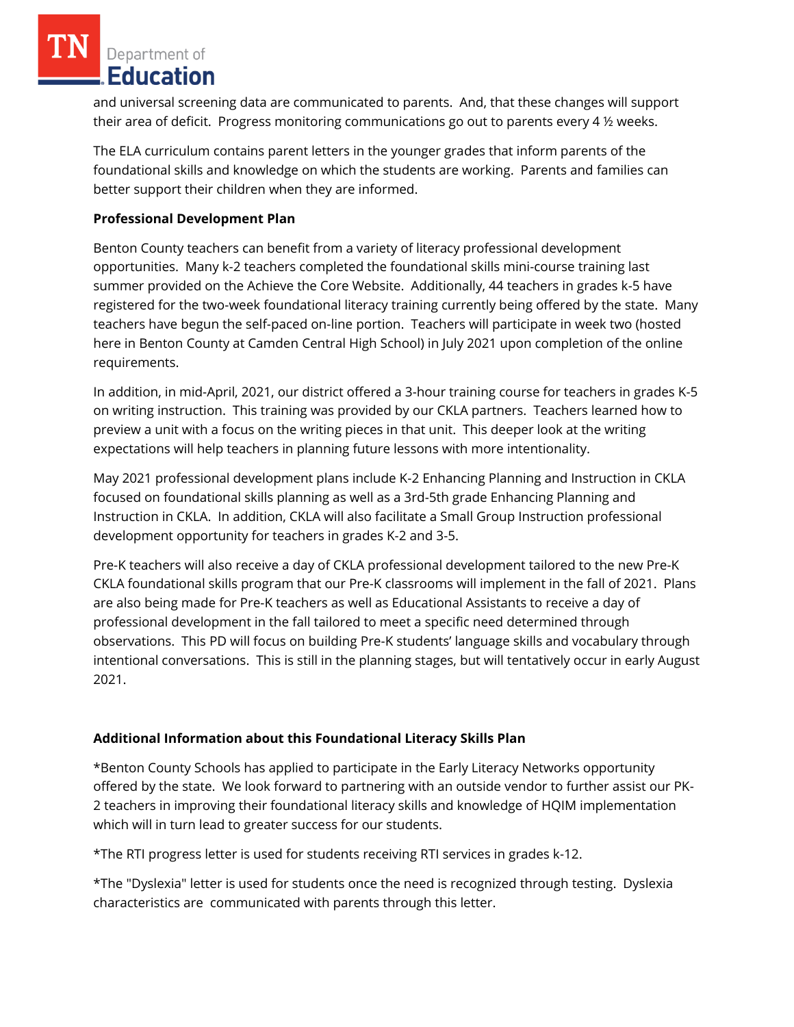and universal screening data are communicated to parents. And, that these changes will support their area of deficit. Progress monitoring communications go out to parents every 4 ½ weeks.

The ELA curriculum contains parent letters in the younger grades that inform parents of the foundational skills and knowledge on which the students are working. Parents and families can better support their children when they are informed.

**Professional Development Plan**

Benton County teachers can benefit from a variety of literacy professional development opportunities. Many k-2 teachers completed the foundational skills mini-course training last summer provided on the Achieve the Core Website. Additionally, 44 teachers in grades k-5 have registered for the two-week foundational literacy training currently being offered by the state. Many teachers have begun the self-paced on-line portion. Teachers will participate in week two (hosted here in Benton County at Camden Central High School) in July 2021 upon completion of the online requirements.

In addition, in mid-April, 2021, our district offered a 3-hour training course for teachers in grades K-5 on writing instruction. This training was provided by our CKLA partners. Teachers learned how to preview a unit with a focus on the writing pieces in that unit. This deeper look at the writing expectations will help teachers in planning future lessons with more intentionality.

May 2021 professional development plans include K-2 Enhancing Planning and Instruction in CKLA focused on foundational skills planning as well as a 3rd-5th grade Enhancing Planning and Instruction in CKLA. In addition, CKLA will also facilitate a Small Group Instruction professional development opportunity for teachers in grades K-2 and 3-5.

Pre-K teachers will also receive a day of CKLA professional development tailored to the new Pre-K CKLA foundational skills program that our Pre-K classrooms will implement in the fall of 2021. Plans are also being made for Pre-K teachers as well as Educational Assistants to receive a day of professional development in the fall tailored to meet a specific need determined through observations. This PD will focus on building Pre-K students' language skills and vocabulary through intentional conversations. This is still in the planning stages, but will tentatively occur in early August 2021.

**Additional Information about this Foundational Literacy Skills Plan**

*Benton County Schools has applied to participate in the Early Literacy Networks opportunity offered by the state. We look forward to partnering with an outside vendor to further assist our PK-2 teachers in improving their foundational literacy skills and knowledge of HQIM implementation which will in turn lead to greater success for our students.

*The RTI progress letter is used for students receiving RTI services in grades k-12.

*The "Dyslexia" letter is used for students once the need is recognized through testing. Dyslexia characteristics are communicated with parents through this letter.